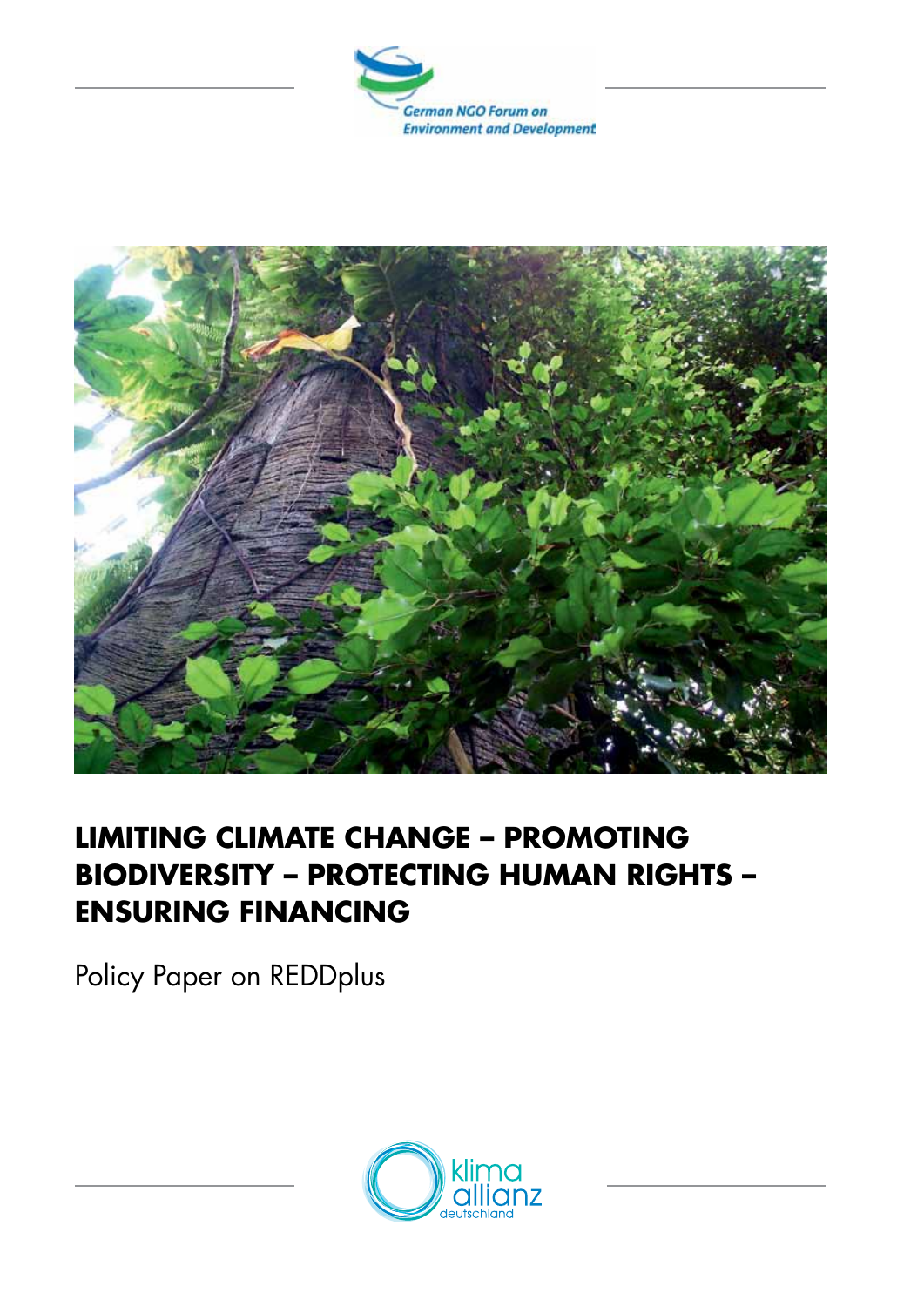German NGO Forum on Environment and Development

# LIMITING CLIMATE CHANGE – PROMOTING BIODIVERSITY – PROTECTING HUMAN RIGHTS – ENSURING FINANCING

Policy Paper on REDDplus

klima allianz deutschland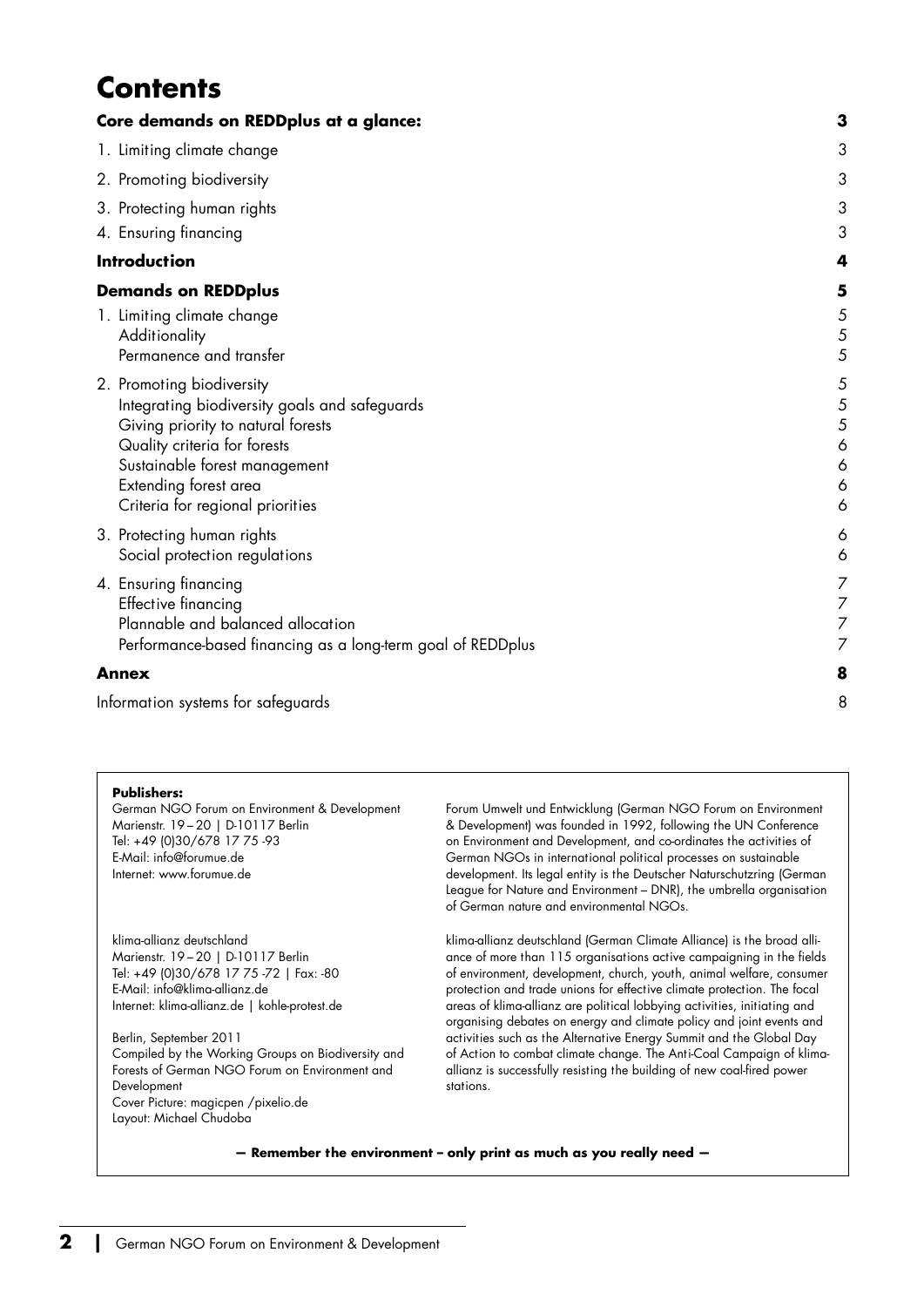# Contents

| | |
|---|---|
| **Core demands on REDDplus at a glance:** | **3** |
| 1. Limiting climate change | 3 |
| 2. Promoting biodiversity | 3 |
| 3. Protecting human rights | 3 |
| 4. Ensuring financing | 3 |
| **Introduction** | **4** |
| **Demands on REDDplus** | **5** |
| 1. Limiting climate change | 5 |
| Additionality | 5 |
| Permanence and transfer | 5 |
| 2. Promoting biodiversity | 5 |
| Integrating biodiversity goals and safeguards | 5 |
| Giving priority to natural forests | 5 |
| Quality criteria for forests | 6 |
| Sustainable forest management | 6 |
| Extending forest area | 6 |
| Criteria for regional priorities | 6 |
| 3. Protecting human rights | 6 |
| Social protection regulations | 6 |
| 4. Ensuring financing | 7 |
| Effective financing | 7 |
| Plannable and balanced allocation | 7 |
| Performance-based financing as a long-term goal of REDDplus | 7 |
| **Annex** | **8** |
| Information systems for safeguards | 8 |

**Publishers:**
German NGO Forum on Environment & Development
Marienstr. 19 – 20 | D-10117 Berlin
Tel: +49 (0)30/678 17 75 -93
E-Mail: info@forumue.de
Internet: www.forumue.de

Forum Umwelt und Entwicklung (German NGO Forum on Environment & Development) was founded in 1992, following the UN Conference on Environment and Development, and co-ordinates the activities of German NGOs in international political processes on sustainable development. Its legal entity is the Deutscher Naturschutzring (German League for Nature and Environment – DNR), the umbrella organisation of German nature and environmental NGOs.

klima-allianz deutschland
Marienstr. 19 – 20 | D-10117 Berlin
Tel: +49 (0)30/678 17 75 -72 | Fax: -80
E-Mail: info@klima-allianz.de
Internet: klima-allianz.de | kohle-protest.de

klima-allianz deutschland (German Climate Alliance) is the broad alliance of more than 115 organisations active campaigning in the fields of environment, development, church, youth, animal welfare, consumer protection and trade unions for effective climate protection. The focal areas of klima-allianz are political lobbying activities, initiating and organising debates on energy and climate policy and joint events and activities such as the Alternative Energy Summit and the Global Day of Action to combat climate change. The Anti-Coal Campaign of klima-allianz is successfully resisting the building of new coal-fired power stations.

Berlin, September 2011
Compiled by the Working Groups on Biodiversity and Forests of German NGO Forum on Environment and Development
Cover Picture: magicpen /pixelio.de
Layout: Michael Chudoba

**— Remember the environment – only print as much as you really need —**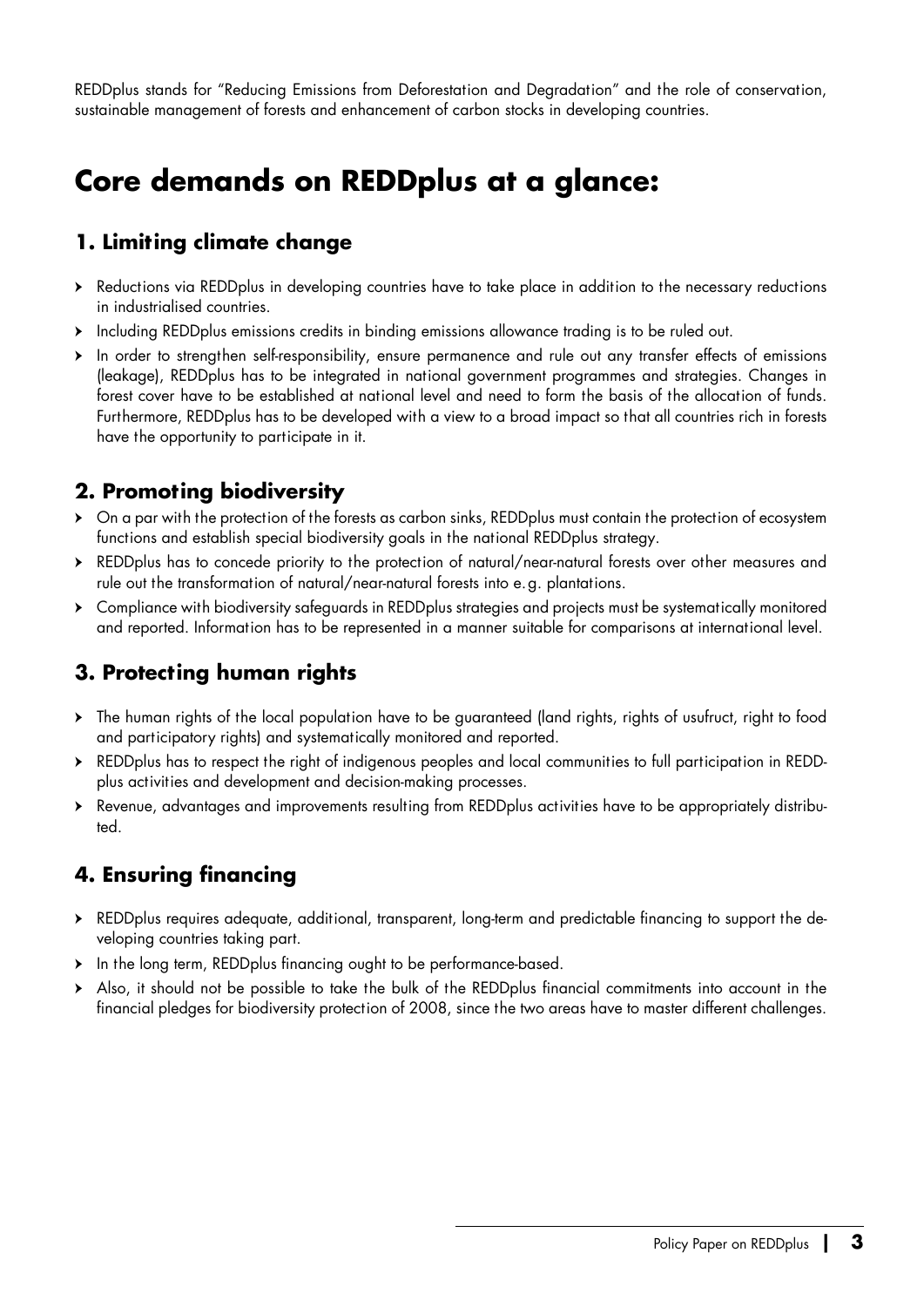REDDplus stands for "Reducing Emissions from Deforestation and Degradation" and the role of conservation, sustainable management of forests and enhancement of carbon stocks in developing countries.

# Core demands on REDDplus at a glance:

## 1. Limiting climate change

- Reductions via REDDplus in developing countries have to take place in addition to the necessary reductions in industrialised countries.
- Including REDDplus emissions credits in binding emissions allowance trading is to be ruled out.
- In order to strengthen self-responsibility, ensure permanence and rule out any transfer effects of emissions (leakage), REDDplus has to be integrated in national government programmes and strategies. Changes in forest cover have to be established at national level and need to form the basis of the allocation of funds. Furthermore, REDDplus has to be developed with a view to a broad impact so that all countries rich in forests have the opportunity to participate in it.

## 2. Promoting biodiversity

- On a par with the protection of the forests as carbon sinks, REDDplus must contain the protection of ecosystem functions and establish special biodiversity goals in the national REDDplus strategy.
- REDDplus has to concede priority to the protection of natural/near-natural forests over other measures and rule out the transformation of natural/near-natural forests into e.g. plantations.
- Compliance with biodiversity safeguards in REDDplus strategies and projects must be systematically monitored and reported. Information has to be represented in a manner suitable for comparisons at international level.

## 3. Protecting human rights

- The human rights of the local population have to be guaranteed (land rights, rights of usufruct, right to food and participatory rights) and systematically monitored and reported.
- REDDplus has to respect the right of indigenous peoples and local communities to full participation in REDDplus activities and development and decision-making processes.
- Revenue, advantages and improvements resulting from REDDplus activities have to be appropriately distributed.

## 4. Ensuring financing

- REDDplus requires adequate, additional, transparent, long-term and predictable financing to support the developing countries taking part.
- In the long term, REDDplus financing ought to be performance-based.
- Also, it should not be possible to take the bulk of the REDDplus financial commitments into account in the financial pledges for biodiversity protection of 2008, since the two areas have to master different challenges.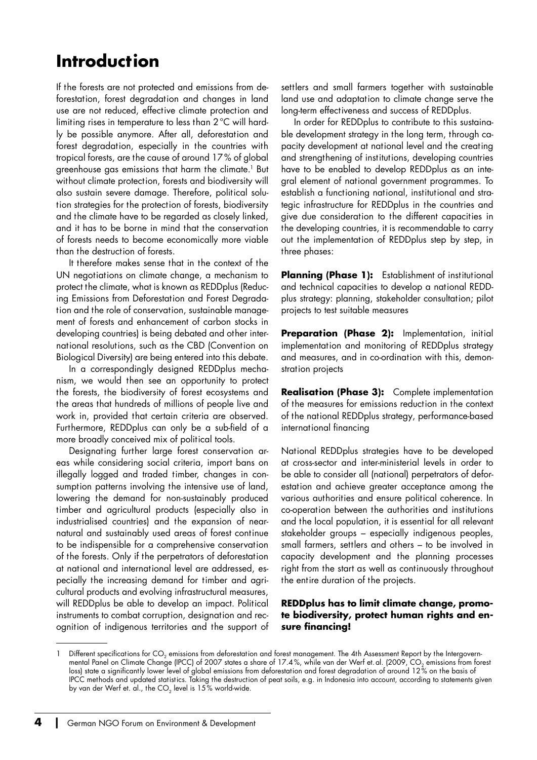# Introduction

If the forests are not protected and emissions from deforestation, forest degradation and changes in land use are not reduced, effective climate protection and limiting rises in temperature to less than 2 °C will hardly be possible anymore. After all, deforestation and forest degradation, especially in the countries with tropical forests, are the cause of around 17 % of global greenhouse gas emissions that harm the climate.[1] But without climate protection, forests and biodiversity will also sustain severe damage. Therefore, political solution strategies for the protection of forests, biodiversity and the climate have to be regarded as closely linked, and it has to be borne in mind that the conservation of forests needs to become economically more viable than the destruction of forests.

It therefore makes sense that in the context of the UN negotiations on climate change, a mechanism to protect the climate, what is known as REDDplus (Reducing Emissions from Deforestation and Forest Degradation and the role of conservation, sustainable management of forests and enhancement of carbon stocks in developing countries) is being debated and other international resolutions, such as the CBD (Convention on Biological Diversity) are being entered into this debate.

In a correspondingly designed REDDplus mechanism, we would then see an opportunity to protect the forests, the biodiversity of forest ecosystems and the areas that hundreds of millions of people live and work in, provided that certain criteria are observed. Furthermore, REDDplus can only be a sub-field of a more broadly conceived mix of political tools.

Designating further large forest conservation areas while considering social criteria, import bans on illegally logged and traded timber, changes in consumption patterns involving the intensive use of land, lowering the demand for non-sustainably produced timber and agricultural products (especially also in industrialised countries) and the expansion of near-natural and sustainably used areas of forest continue to be indispensible for a comprehensive conservation of the forests. Only if the perpetrators of deforestation at national and international level are addressed, especially the increasing demand for timber and agricultural products and evolving infrastructural measures, will REDDplus be able to develop an impact. Political instruments to combat corruption, designation and recognition of indigenous territories and the support of settlers and small farmers together with sustainable land use and adaptation to climate change serve the long-term effectiveness and success of REDDplus.

In order for REDDplus to contribute to this sustainable development strategy in the long term, through capacity development at national level and the creating and strengthening of institutions, developing countries have to be enabled to develop REDDplus as an integral element of national government programmes. To establish a functioning national, institutional and strategic infrastructure for REDDplus in the countries and give due consideration to the different capacities in the developing countries, it is recommendable to carry out the implementation of REDDplus step by step, in three phases:

**Planning (Phase 1):** Establishment of institutional and technical capacities to develop a national REDDplus strategy: planning, stakeholder consultation; pilot projects to test suitable measures

**Preparation (Phase 2):** Implementation, initial implementation and monitoring of REDDplus strategy and measures, and in co-ordination with this, demonstration projects

**Realisation (Phase 3):** Complete implementation of the measures for emissions reduction in the context of the national REDDplus strategy, performance-based international financing

National REDDplus strategies have to be developed at cross-sector and inter-ministerial levels in order to be able to consider all (national) perpetrators of deforestation and achieve greater acceptance among the various authorities and ensure political coherence. In co-operation between the authorities and institutions and the local population, it is essential for all relevant stakeholder groups – especially indigenous peoples, small farmers, settlers and others – to be involved in capacity development and the planning processes right from the start as well as continuously throughout the entire duration of the projects.

**REDDplus has to limit climate change, promote biodiversity, protect human rights and ensure financing!**

---

[1] Different specifications for $CO_2$ emissions from deforestation and forest management. The 4th Assessment Report by the Intergovernmental Panel on Climate Change (IPCC) of 2007 states a share of 17.4 %, while van der Werf et. al. (2009, $CO_2$ emissions from forest loss) state a significantly lower level of global emissions from deforestation and forest degradation of around 12 % on the basis of IPCC methods and updated statistics. Taking the destruction of peat soils, e.g. in Indonesia into account, according to statements given by van der Werf et. al., the $CO_2$ level is 15 % world-wide.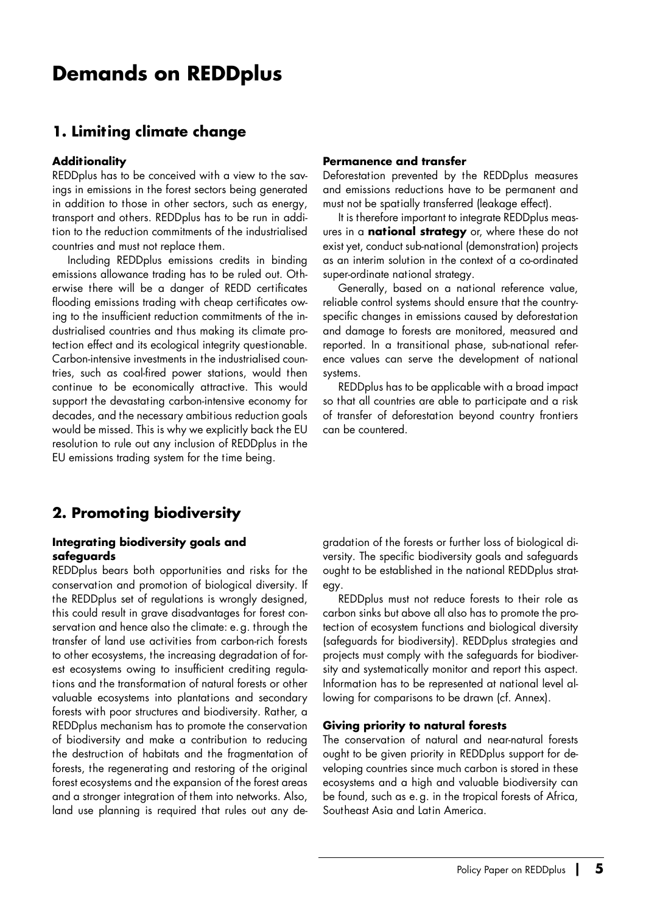# Demands on REDDplus

## 1. Limiting climate change

### Additionality

REDDplus has to be conceived with a view to the savings in emissions in the forest sectors being generated in addition to those in other sectors, such as energy, transport and others. REDDplus has to be run in addition to the reduction commitments of the industrialised countries and must not replace them.

Including REDDplus emissions credits in binding emissions allowance trading has to be ruled out. Otherwise there will be a danger of REDD certificates flooding emissions trading with cheap certificates owing to the insufficient reduction commitments of the industrialised countries and thus making its climate protection effect and its ecological integrity questionable. Carbon-intensive investments in the industrialised countries, such as coal-fired power stations, would then continue to be economically attractive. This would support the devastating carbon-intensive economy for decades, and the necessary ambitious reduction goals would be missed. This is why we explicitly back the EU resolution to rule out any inclusion of REDDplus in the EU emissions trading system for the time being.

### Permanence and transfer

Deforestation prevented by the REDDplus measures and emissions reductions have to be permanent and must not be spatially transferred (leakage effect).

It is therefore important to integrate REDDplus measures in a **national strategy** or, where these do not exist yet, conduct sub-national (demonstration) projects as an interim solution in the context of a co-ordinated super-ordinate national strategy.

Generally, based on a national reference value, reliable control systems should ensure that the country-specific changes in emissions caused by deforestation and damage to forests are monitored, measured and reported. In a transitional phase, sub-national reference values can serve the development of national systems.

REDDplus has to be applicable with a broad impact so that all countries are able to participate and a risk of transfer of deforestation beyond country frontiers can be countered.

## 2. Promoting biodiversity

### Integrating biodiversity goals and safeguards

REDDplus bears both opportunities and risks for the conservation and promotion of biological diversity. If the REDDplus set of regulations is wrongly designed, this could result in grave disadvantages for forest conservation and hence also the climate: e. g. through the transfer of land use activities from carbon-rich forests to other ecosystems, the increasing degradation of forest ecosystems owing to insufficient crediting regulations and the transformation of natural forests or other valuable ecosystems into plantations and secondary forests with poor structures and biodiversity. Rather, a REDDplus mechanism has to promote the conservation of biodiversity and make a contribution to reducing the destruction of habitats and the fragmentation of forests, the regenerating and restoring of the original forest ecosystems and the expansion of the forest areas and a stronger integration of them into networks. Also, land use planning is required that rules out any degradation of the forests or further loss of biological diversity. The specific biodiversity goals and safeguards ought to be established in the national REDDplus strategy.

REDDplus must not reduce forests to their role as carbon sinks but above all also has to promote the protection of ecosystem functions and biological diversity (safeguards for biodiversity). REDDplus strategies and projects must comply with the safeguards for biodiversity and systematically monitor and report this aspect. Information has to be represented at national level allowing for comparisons to be drawn (cf. Annex).

### Giving priority to natural forests

The conservation of natural and near-natural forests ought to be given priority in REDDplus support for developing countries since much carbon is stored in these ecosystems and a high and valuable biodiversity can be found, such as e. g. in the tropical forests of Africa, Southeast Asia and Latin America.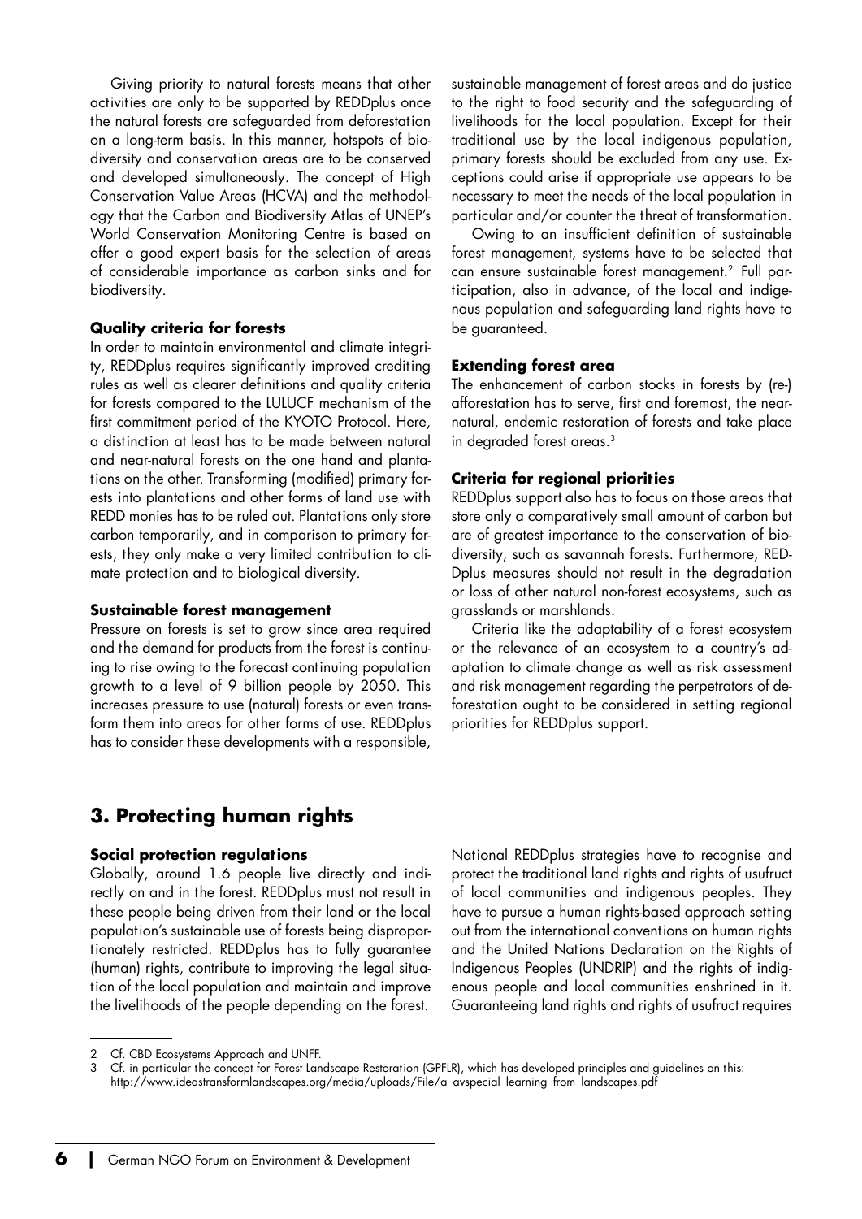Giving priority to natural forests means that other activities are only to be supported by REDDplus once the natural forests are safeguarded from deforestation on a long-term basis. In this manner, hotspots of biodiversity and conservation areas are to be conserved and developed simultaneously. The concept of High Conservation Value Areas (HCVA) and the methodology that the Carbon and Biodiversity Atlas of UNEP's World Conservation Monitoring Centre is based on offer a good expert basis for the selection of areas of considerable importance as carbon sinks and for biodiversity.

#### Quality criteria for forests

In order to maintain environmental and climate integrity, REDDplus requires significantly improved crediting rules as well as clearer definitions and quality criteria for forests compared to the LULUCF mechanism of the first commitment period of the KYOTO Protocol. Here, a distinction at least has to be made between natural and near-natural forests on the one hand and plantations on the other. Transforming (modified) primary forests into plantations and other forms of land use with REDD monies has to be ruled out. Plantations only store carbon temporarily, and in comparison to primary forests, they only make a very limited contribution to climate protection and to biological diversity.

#### Sustainable forest management

Pressure on forests is set to grow since area required and the demand for products from the forest is continuing to rise owing to the forecast continuing population growth to a level of 9 billion people by 2050. This increases pressure to use (natural) forests or even transform them into areas for other forms of use. REDDplus has to consider these developments with a responsible, sustainable management of forest areas and do justice to the right to food security and the safeguarding of livelihoods for the local population. Except for their traditional use by the local indigenous population, primary forests should be excluded from any use. Exceptions could arise if appropriate use appears to be necessary to meet the needs of the local population in particular and/or counter the threat of transformation.

Owing to an insufficient definition of sustainable forest management, systems have to be selected that can ensure sustainable forest management.[2] Full participation, also in advance, of the local and indigenous population and safeguarding land rights have to be guaranteed.

#### Extending forest area

The enhancement of carbon stocks in forests by (re-) afforestation has to serve, first and foremost, the near-natural, endemic restoration of forests and take place in degraded forest areas.[3]

#### Criteria for regional priorities

REDDplus support also has to focus on those areas that store only a comparatively small amount of carbon but are of greatest importance to the conservation of biodiversity, such as savannah forests. Furthermore, REDDplus measures should not result in the degradation or loss of other natural non-forest ecosystems, such as grasslands or marshlands.

Criteria like the adaptability of a forest ecosystem or the relevance of an ecosystem to a country's adaptation to climate change as well as risk assessment and risk management regarding the perpetrators of deforestation ought to be considered in setting regional priorities for REDDplus support.

## 3. Protecting human rights

#### Social protection regulations

Globally, around 1.6 people live directly and indirectly on and in the forest. REDDplus must not result in these people being driven from their land or the local population's sustainable use of forests being disproportionately restricted. REDDplus has to fully guarantee (human) rights, contribute to improving the legal situation of the local population and maintain and improve the livelihoods of the people depending on the forest.

National REDDplus strategies have to recognise and protect the traditional land rights and rights of usufruct of local communities and indigenous peoples. They have to pursue a human rights-based approach setting out from the international conventions on human rights and the United Nations Declaration on the Rights of Indigenous Peoples (UNDRIP) and the rights of indigenous people and local communities enshrined in it. Guaranteeing land rights and rights of usufruct requires

---

2 Cf. CBD Ecosystems Approach and UNFF.

3 Cf. in particular the concept for Forest Landscape Restoration (GPFLR), which has developed principles and guidelines on this: http://www.ideastransformlandscapes.org/media/uploads/File/a_avspecial_learning_from_landscapes.pdf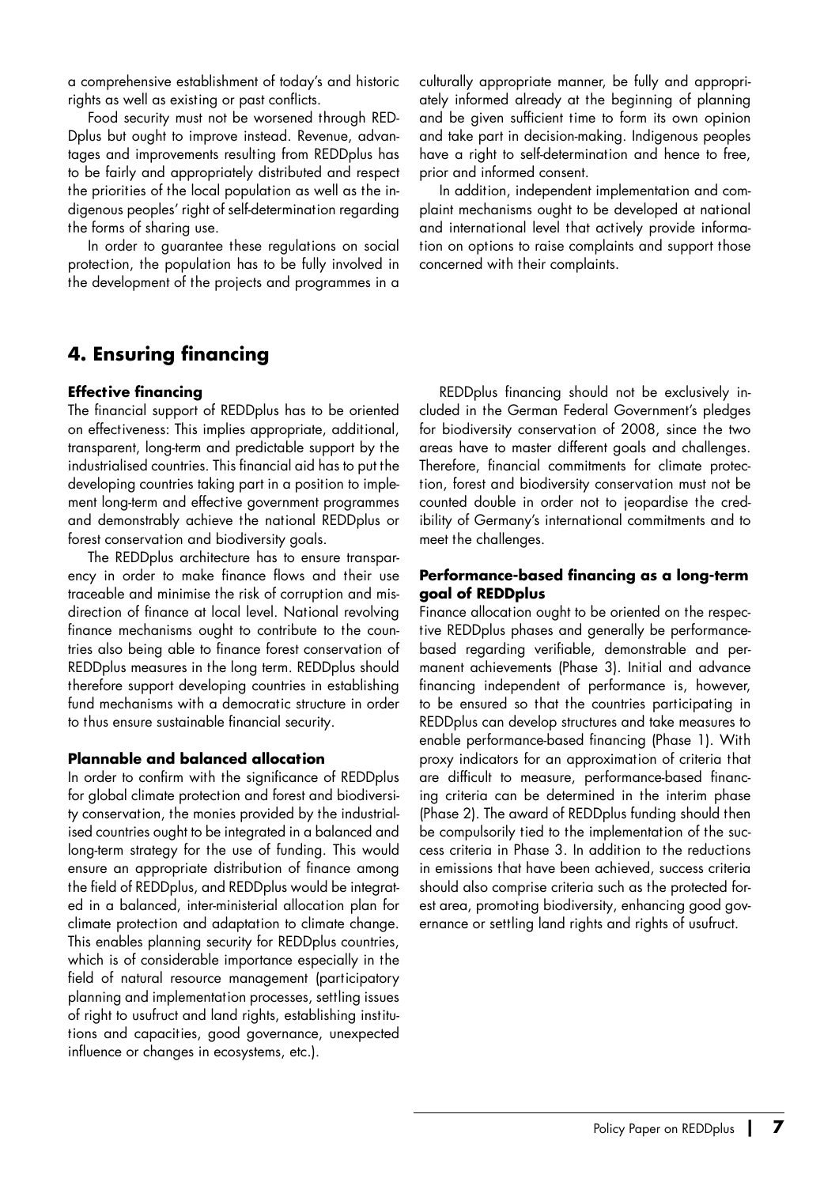a comprehensive establishment of today's and historic rights as well as existing or past conflicts.

Food security must not be worsened through REDDplus but ought to improve instead. Revenue, advantages and improvements resulting from REDDplus has to be fairly and appropriately distributed and respect the priorities of the local population as well as the indigenous peoples' right of self-determination regarding the forms of sharing use.

In order to guarantee these regulations on social protection, the population has to be fully involved in the development of the projects and programmes in a culturally appropriate manner, be fully and appropriately informed already at the beginning of planning and be given sufficient time to form its own opinion and take part in decision-making. Indigenous peoples have a right to self-determination and hence to free, prior and informed consent.

In addition, independent implementation and complaint mechanisms ought to be developed at national and international level that actively provide information on options to raise complaints and support those concerned with their complaints.

## 4. Ensuring financing

### Effective financing

The financial support of REDDplus has to be oriented on effectiveness: This implies appropriate, additional, transparent, long-term and predictable support by the industrialised countries. This financial aid has to put the developing countries taking part in a position to implement long-term and effective government programmes and demonstrably achieve the national REDDplus or forest conservation and biodiversity goals.

The REDDplus architecture has to ensure transparency in order to make finance flows and their use traceable and minimise the risk of corruption and misdirection of finance at local level. National revolving finance mechanisms ought to contribute to the countries also being able to finance forest conservation of REDDplus measures in the long term. REDDplus should therefore support developing countries in establishing fund mechanisms with a democratic structure in order to thus ensure sustainable financial security.

### Plannable and balanced allocation

In order to confirm with the significance of REDDplus for global climate protection and forest and biodiversity conservation, the monies provided by the industrialised countries ought to be integrated in a balanced and long-term strategy for the use of funding. This would ensure an appropriate distribution of finance among the field of REDDplus, and REDDplus would be integrated in a balanced, inter-ministerial allocation plan for climate protection and adaptation to climate change. This enables planning security for REDDplus countries, which is of considerable importance especially in the field of natural resource management (participatory planning and implementation processes, settling issues of right to usufruct and land rights, establishing institutions and capacities, good governance, unexpected influence or changes in ecosystems, etc.).

REDDplus financing should not be exclusively included in the German Federal Government's pledges for biodiversity conservation of 2008, since the two areas have to master different goals and challenges. Therefore, financial commitments for climate protection, forest and biodiversity conservation must not be counted double in order not to jeopardise the credibility of Germany's international commitments and to meet the challenges.

### Performance-based financing as a long-term goal of REDDplus

Finance allocation ought to be oriented on the respective REDDplus phases and generally be performance-based regarding verifiable, demonstrable and permanent achievements (Phase 3). Initial and advance financing independent of performance is, however, to be ensured so that the countries participating in REDDplus can develop structures and take measures to enable performance-based financing (Phase 1). With proxy indicators for an approximation of criteria that are difficult to measure, performance-based financing criteria can be determined in the interim phase (Phase 2). The award of REDDplus funding should then be compulsorily tied to the implementation of the success criteria in Phase 3. In addition to the reductions in emissions that have been achieved, success criteria should also comprise criteria such as the protected forest area, promoting biodiversity, enhancing good governance or settling land rights and rights of usufruct.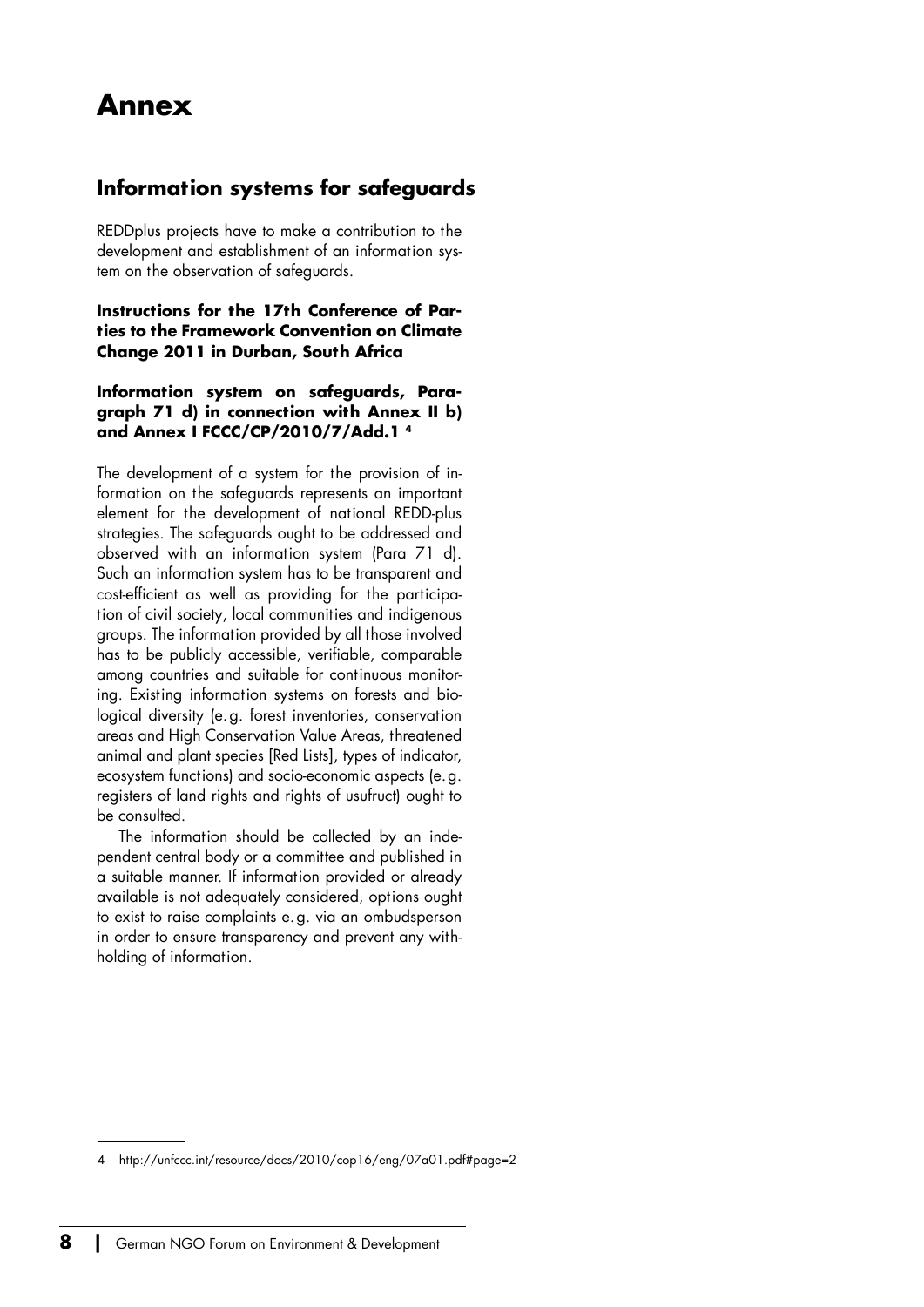# Annex

## Information systems for safeguards

REDDplus projects have to make a contribution to the development and establishment of an information system on the observation of safeguards.

**Instructions for the 17th Conference of Parties to the Framework Convention on Climate Change 2011 in Durban, South Africa**

**Information system on safeguards, Paragraph 71 d) in connection with Annex II b) and Annex I FCCC/CP/2010/7/Add.1 [4]**

The development of a system for the provision of information on the safeguards represents an important element for the development of national REDD-plus strategies. The safeguards ought to be addressed and observed with an information system (Para 71 d). Such an information system has to be transparent and cost-efficient as well as providing for the participation of civil society, local communities and indigenous groups. The information provided by all those involved has to be publicly accessible, verifiable, comparable among countries and suitable for continuous monitoring. Existing information systems on forests and biological diversity (e.g. forest inventories, conservation areas and High Conservation Value Areas, threatened animal and plant species [Red Lists], types of indicator, ecosystem functions) and socio-economic aspects (e.g. registers of land rights and rights of usufruct) ought to be consulted.

The information should be collected by an independent central body or a committee and published in a suitable manner. If information provided or already available is not adequately considered, options ought to exist to raise complaints e.g. via an ombudsperson in order to ensure transparency and prevent any withholding of information.

---

4 http://unfccc.int/resource/docs/2010/cop16/eng/07a01.pdf#page=2